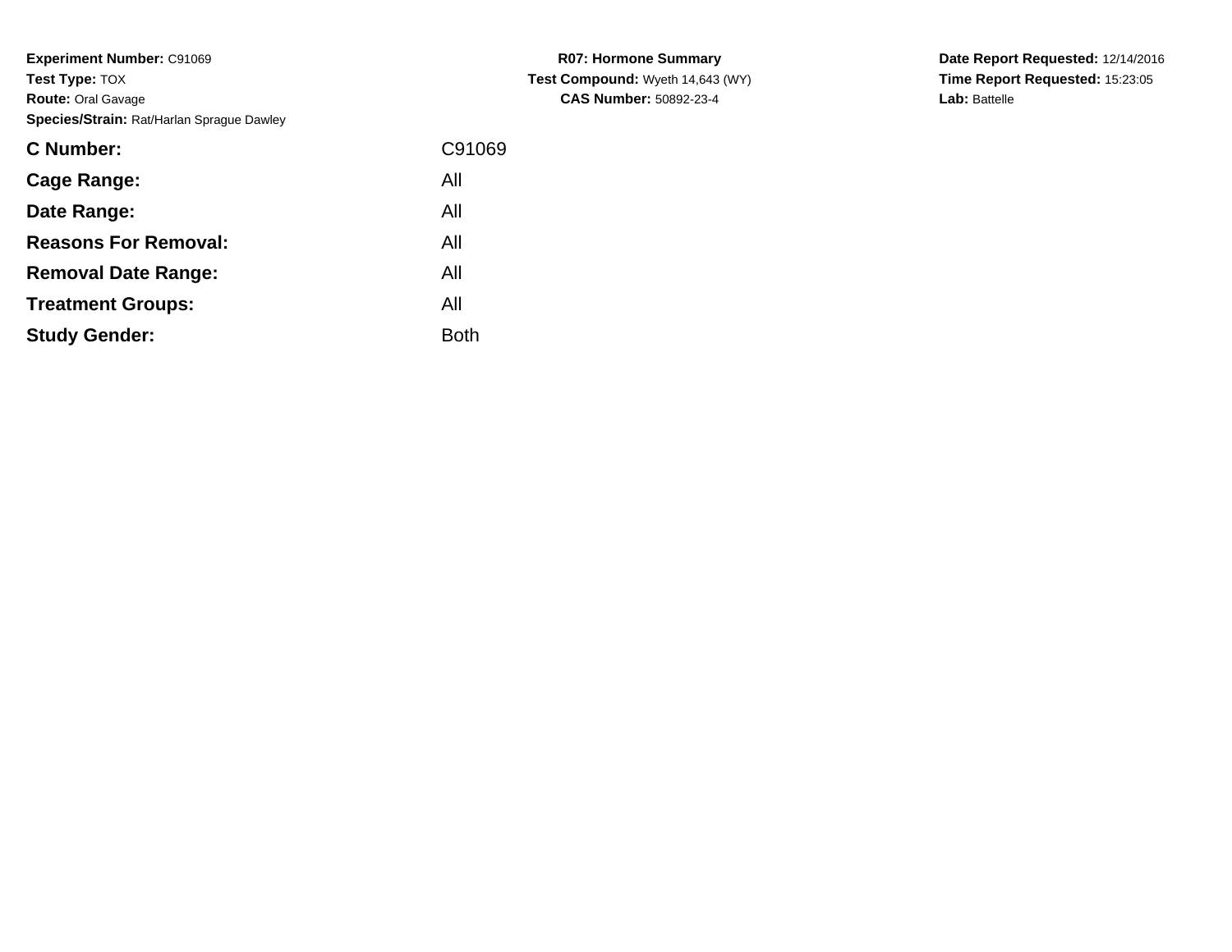**Experiment Number:** C91069
**Test Type:** TOX
**Route:** Oral Gavage
**Species/Strain:** Rat/Harlan Sprague Dawley

**R07: Hormone Summary**
**Test Compound:** Wyeth 14,643 (WY)
**CAS Number:** 50892-23-4

**Date Report Requested:** 12/14/2016
**Time Report Requested:** 15:23:05
**Lab:** Battelle

| | |
|---|---|
| **C Number:** | C91069 |
| **Cage Range:** | All |
| **Date Range:** | All |
| **Reasons For Removal:** | All |
| **Removal Date Range:** | All |
| **Treatment Groups:** | All |
| **Study Gender:** | Both |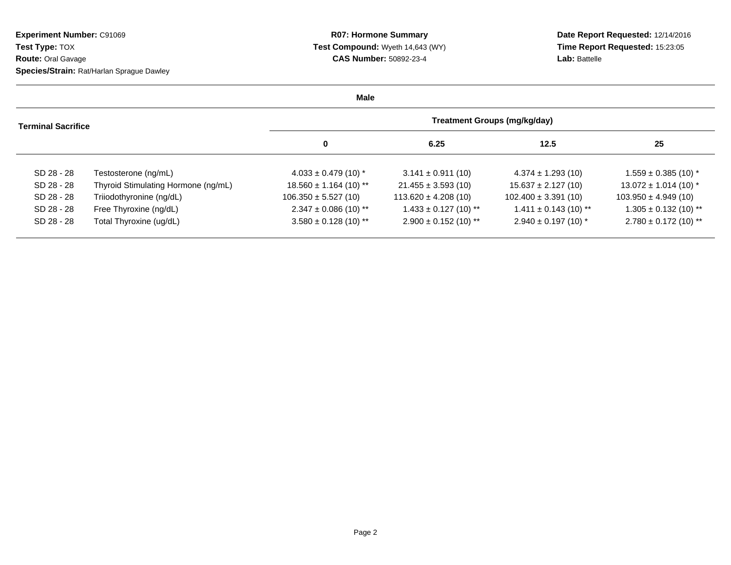**Experiment Number:** C91069
**Test Type:** TOX
**Route:** Oral Gavage
**Species/Strain:** Rat/Harlan Sprague Dawley

**R07: Hormone Summary**
**Test Compound:** Wyeth 14,643 (WY)
**CAS Number:** 50892-23-4

**Date Report Requested:** 12/14/2016
**Time Report Requested:** 15:23:05
**Lab:** Battelle

**Male**

| Terminal Sacrifice | | Treatment Groups (mg/kg/day) | | | |
|---|---|---|---|---|---|
| | | 0 | 6.25 | 12.5 | 25 |
| SD 28 - 28 | Testosterone (ng/mL) | 4.033 ± 0.479 (10) * | 3.141 ± 0.911 (10) | 4.374 ± 1.293 (10) | 1.559 ± 0.385 (10) * |
| SD 28 - 28 | Thyroid Stimulating Hormone (ng/mL) | 18.560 ± 1.164 (10) ** | 21.455 ± 3.593 (10) | 15.637 ± 2.127 (10) | 13.072 ± 1.014 (10) * |
| SD 28 - 28 | Triiodothyronine (ng/dL) | 106.350 ± 5.527 (10) | 113.620 ± 4.208 (10) | 102.400 ± 3.391 (10) | 103.950 ± 4.949 (10) |
| SD 28 - 28 | Free Thyroxine (ng/dL) | 2.347 ± 0.086 (10) ** | 1.433 ± 0.127 (10) ** | 1.411 ± 0.143 (10) ** | 1.305 ± 0.132 (10) ** |
| SD 28 - 28 | Total Thyroxine (ug/dL) | 3.580 ± 0.128 (10) ** | 2.900 ± 0.152 (10) ** | 2.940 ± 0.197 (10) * | 2.780 ± 0.172 (10) ** |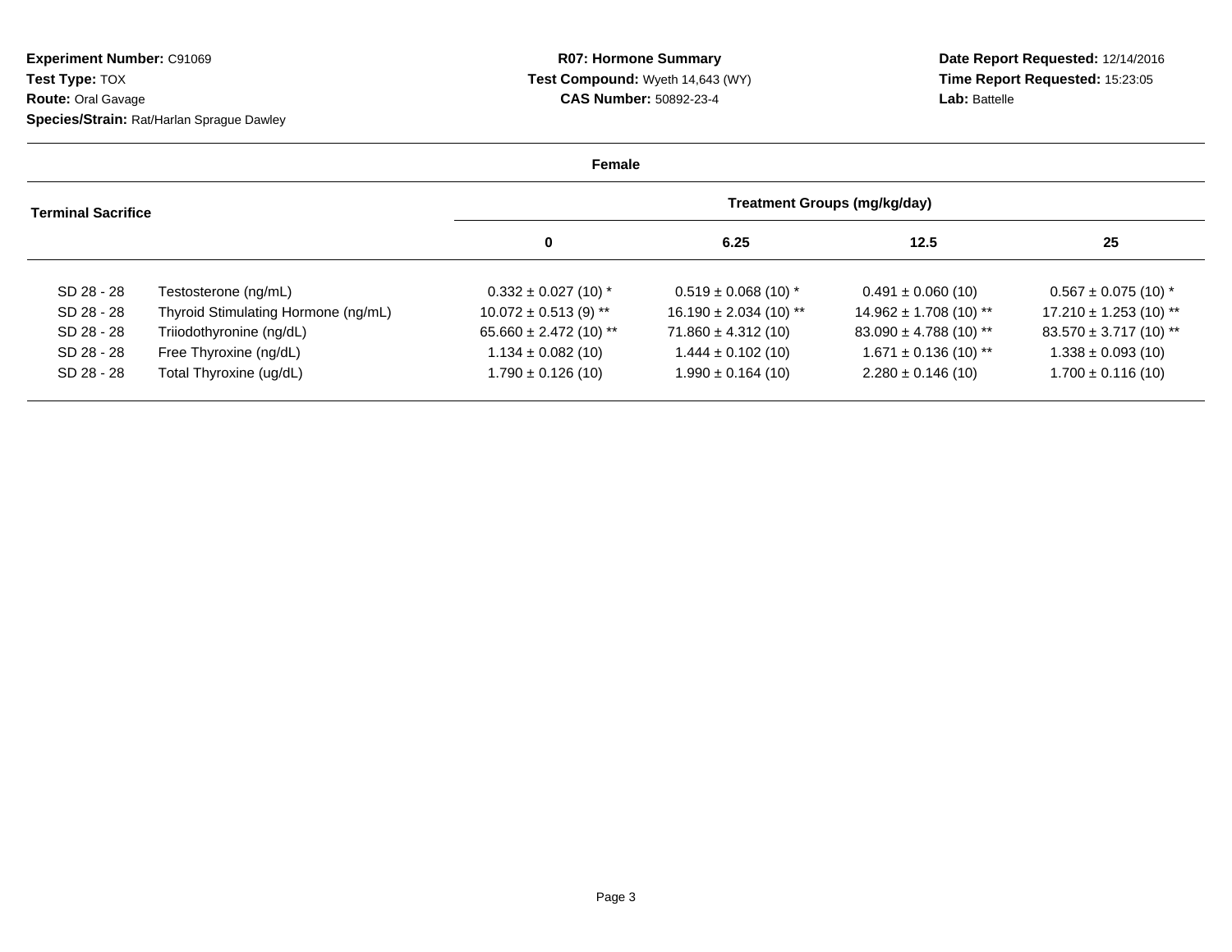**Experiment Number:** C91069
**Test Type:** TOX
**Route:** Oral Gavage
**Species/Strain:** Rat/Harlan Sprague Dawley

**R07: Hormone Summary**
**Test Compound:** Wyeth 14,643 (WY)
**CAS Number:** 50892-23-4

**Date Report Requested:** 12/14/2016
**Time Report Requested:** 15:23:05
**Lab:** Battelle

**Female**

| Terminal Sacrifice | | Treatment Groups (mg/kg/day) | | | |
|---|---|---|---|---|---|
| | | 0 | 6.25 | 12.5 | 25 |
| SD 28 - 28 | Testosterone (ng/mL) | 0.332 ± 0.027 (10) * | 0.519 ± 0.068 (10) * | 0.491 ± 0.060 (10) | 0.567 ± 0.075 (10) * |
| SD 28 - 28 | Thyroid Stimulating Hormone (ng/mL) | 10.072 ± 0.513 (9) ** | 16.190 ± 2.034 (10) ** | 14.962 ± 1.708 (10) ** | 17.210 ± 1.253 (10) ** |
| SD 28 - 28 | Triiodothyronine (ng/dL) | 65.660 ± 2.472 (10) ** | 71.860 ± 4.312 (10) | 83.090 ± 4.788 (10) ** | 83.570 ± 3.717 (10) ** |
| SD 28 - 28 | Free Thyroxine (ng/dL) | 1.134 ± 0.082 (10) | 1.444 ± 0.102 (10) | 1.671 ± 0.136 (10) ** | 1.338 ± 0.093 (10) |
| SD 28 - 28 | Total Thyroxine (ug/dL) | 1.790 ± 0.126 (10) | 1.990 ± 0.164 (10) | 2.280 ± 0.146 (10) | 1.700 ± 0.116 (10) |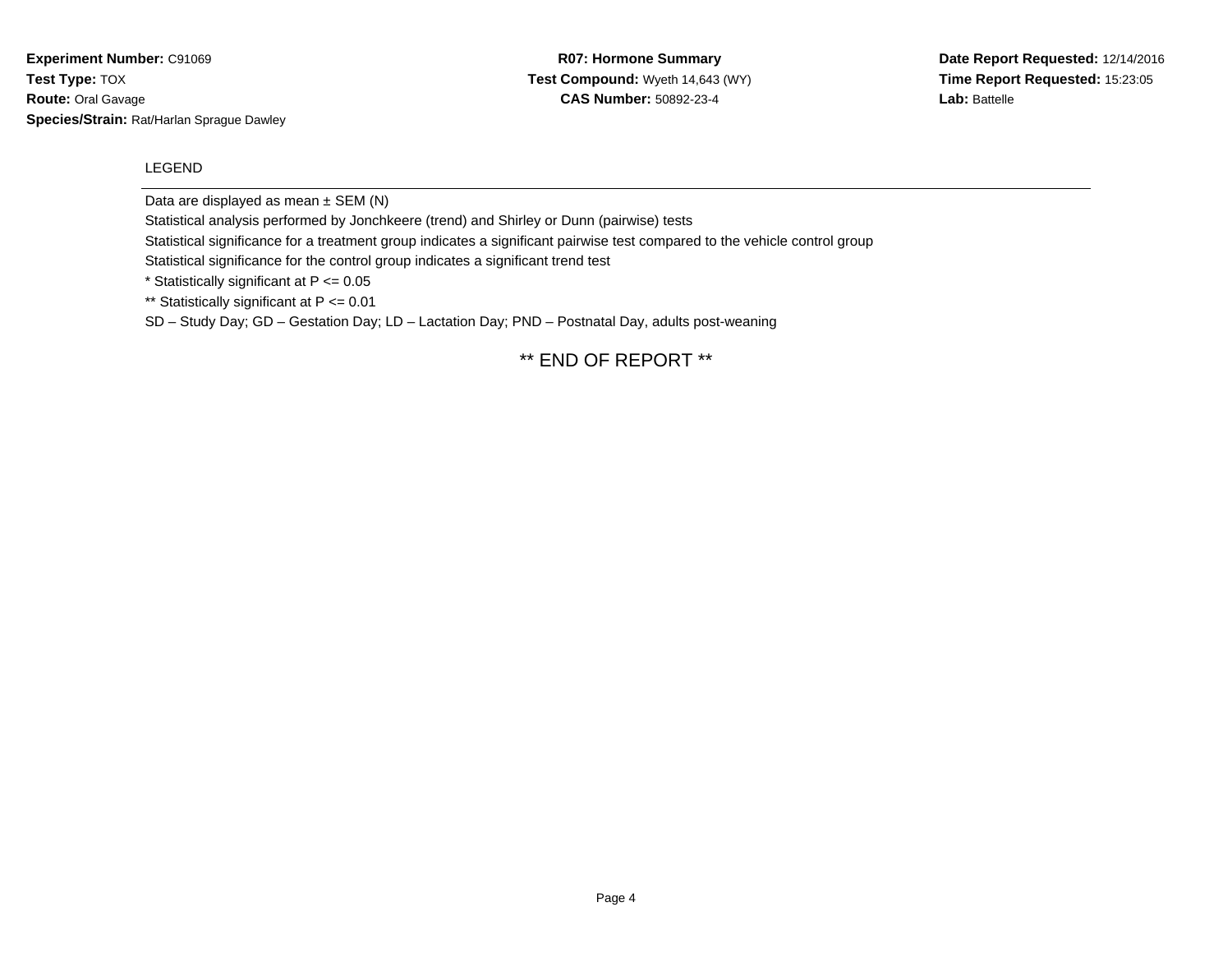**Experiment Number:** C91069
**Test Type:** TOX
**Route:** Oral Gavage
**Species/Strain:** Rat/Harlan Sprague Dawley

**R07: Hormone Summary**
**Test Compound:** Wyeth 14,643 (WY)
**CAS Number:** 50892-23-4

**Date Report Requested:** 12/14/2016
**Time Report Requested:** 15:23:05
**Lab:** Battelle

LEGEND

Data are displayed as mean ± SEM (N)

Statistical analysis performed by Jonchkeere (trend) and Shirley or Dunn (pairwise) tests

Statistical significance for a treatment group indicates a significant pairwise test compared to the vehicle control group

Statistical significance for the control group indicates a significant trend test

* Statistically significant at P <= 0.05

** Statistically significant at P <= 0.01

SD – Study Day; GD – Gestation Day; LD – Lactation Day; PND – Postnatal Day, adults post-weaning

** END OF REPORT **